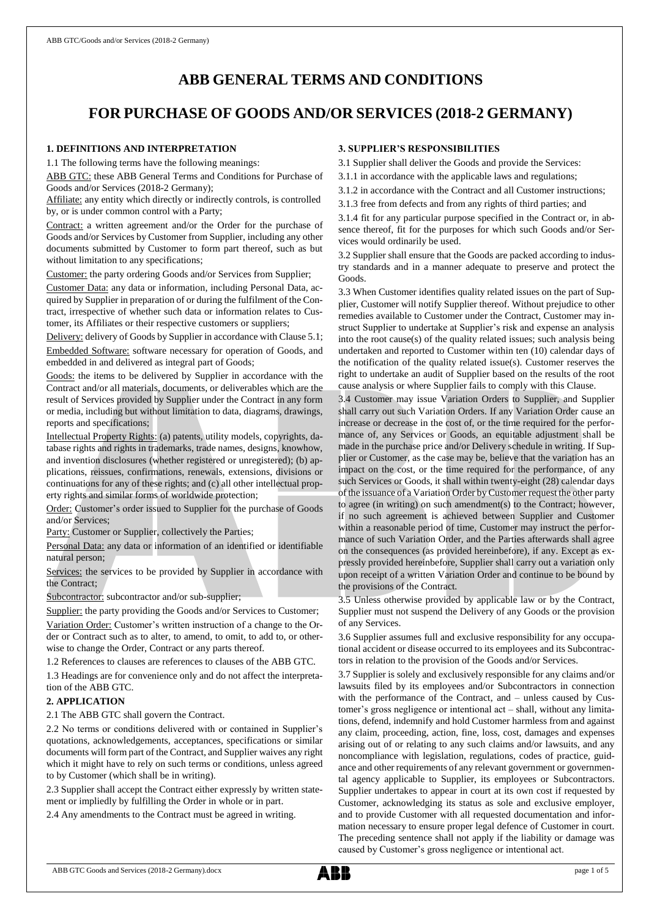# ABB GENERAL TERMS AND CONDITIONS

# FOR PURCHASE OF GOODS AND/OR SERVICES (2018-2 GERMANY)

### 1. DEFINITIONS AND INTERPRETATION

1.1 The following terms have the following meanings:

ABB GTC: these ABB General Terms and Conditions for Purchase of Goods and/or Services (2018-2 Germany);

Affiliate: any entity which directly or indirectly controls, is controlled by, or is under common control with a Party;

Contract: a written agreement and/or the Order for the purchase of Goods and/or Services by Customer from Supplier, including any other documents submitted by Customer to form part thereof, such as but without limitation to any specifications;

Customer: the party ordering Goods and/or Services from Supplier;

Customer Data: any data or information, including Personal Data, acquired by Supplier in preparation of or during the fulfilment of the Contract, irrespective of whether such data or information relates to Customer, its Affiliates or their respective customers or suppliers;

Delivery: delivery of Goods by Supplier in accordance with Clause 5.1;

Embedded Software: software necessary for operation of Goods, and embedded in and delivered as integral part of Goods;

Goods: the items to be delivered by Supplier in accordance with the Contract and/or all materials, documents, or deliverables which are the result of Services provided by Supplier under the Contract in any form or media, including but without limitation to data, diagrams, drawings, reports and specifications;

Intellectual Property Rights: (a) patents, utility models, copyrights, database rights and rights in trademarks, trade names, designs, knowhow, and invention disclosures (whether registered or unregistered); (b) applications, reissues, confirmations, renewals, extensions, divisions or continuations for any of these rights; and (c) all other intellectual property rights and similar forms of worldwide protection;

Order: Customer's order issued to Supplier for the purchase of Goods and/or Services;

Party: Customer or Supplier, collectively the Parties;

Personal Data: any data or information of an identified or identifiable natural person;

Services: the services to be provided by Supplier in accordance with the Contract;

Subcontractor: subcontractor and/or sub-supplier;

Supplier: the party providing the Goods and/or Services to Customer;

Variation Order: Customer's written instruction of a change to the Order or Contract such as to alter, to amend, to omit, to add to, or otherwise to change the Order, Contract or any parts thereof.

1.2 References to clauses are references to clauses of the ABB GTC.

1.3 Headings are for convenience only and do not affect the interpretation of the ABB GTC.

### 2. APPLICATION

2.1 The ABB GTC shall govern the Contract.

2.2 No terms or conditions delivered with or contained in Supplier's quotations, acknowledgements, acceptances, specifications or similar documents will form part of the Contract, and Supplier waives any right which it might have to rely on such terms or conditions, unless agreed to by Customer (which shall be in writing).

2.3 Supplier shall accept the Contract either expressly by written statement or impliedly by fulfilling the Order in whole or in part.

2.4 Any amendments to the Contract must be agreed in writing.

### 3. SUPPLIER'S RESPONSIBILITIES

3.1 Supplier shall deliver the Goods and provide the Services:

3.1.1 in accordance with the applicable laws and regulations;

3.1.2 in accordance with the Contract and all Customer instructions;

3.1.3 free from defects and from any rights of third parties; and

3.1.4 fit for any particular purpose specified in the Contract or, in absence thereof, fit for the purposes for which such Goods and/or Services would ordinarily be used.

3.2 Supplier shall ensure that the Goods are packed according to industry standards and in a manner adequate to preserve and protect the Goods.

3.3 When Customer identifies quality related issues on the part of Supplier, Customer will notify Supplier thereof. Without prejudice to other remedies available to Customer under the Contract, Customer may instruct Supplier to undertake at Supplier's risk and expense an analysis into the root cause(s) of the quality related issues; such analysis being undertaken and reported to Customer within ten (10) calendar days of the notification of the quality related issue(s). Customer reserves the right to undertake an audit of Supplier based on the results of the root cause analysis or where Supplier fails to comply with this Clause.

3.4 Customer may issue Variation Orders to Supplier, and Supplier shall carry out such Variation Orders. If any Variation Order cause an increase or decrease in the cost of, or the time required for the performance of, any Services or Goods, an equitable adjustment shall be made in the purchase price and/or Delivery schedule in writing. If Supplier or Customer, as the case may be, believe that the variation has an impact on the cost, or the time required for the performance, of any such Services or Goods, it shall within twenty-eight (28) calendar days of the issuance of a Variation Order by Customer request the other party to agree (in writing) on such amendment(s) to the Contract; however, if no such agreement is achieved between Supplier and Customer within a reasonable period of time, Customer may instruct the performance of such Variation Order, and the Parties afterwards shall agree on the consequences (as provided hereinbefore), if any. Except as expressly provided hereinbefore, Supplier shall carry out a variation only upon receipt of a written Variation Order and continue to be bound by the provisions of the Contract.

3.5 Unless otherwise provided by applicable law or by the Contract, Supplier must not suspend the Delivery of any Goods or the provision of any Services.

3.6 Supplier assumes full and exclusive responsibility for any occupational accident or disease occurred to its employees and its Subcontractors in relation to the provision of the Goods and/or Services.

3.7 Supplier is solely and exclusively responsible for any claims and/or lawsuits filed by its employees and/or Subcontractors in connection with the performance of the Contract, and – unless caused by Customer's gross negligence or intentional act – shall, without any limitations, defend, indemnify and hold Customer harmless from and against any claim, proceeding, action, fine, loss, cost, damages and expenses arising out of or relating to any such claims and/or lawsuits, and any noncompliance with legislation, regulations, codes of practice, guidance and other requirements of any relevant government or governmental agency applicable to Supplier, its employees or Subcontractors. Supplier undertakes to appear in court at its own cost if requested by Customer, acknowledging its status as sole and exclusive employer, and to provide Customer with all requested documentation and information necessary to ensure proper legal defence of Customer in court. The preceding sentence shall not apply if the liability or damage was caused by Customer's gross negligence or intentional act.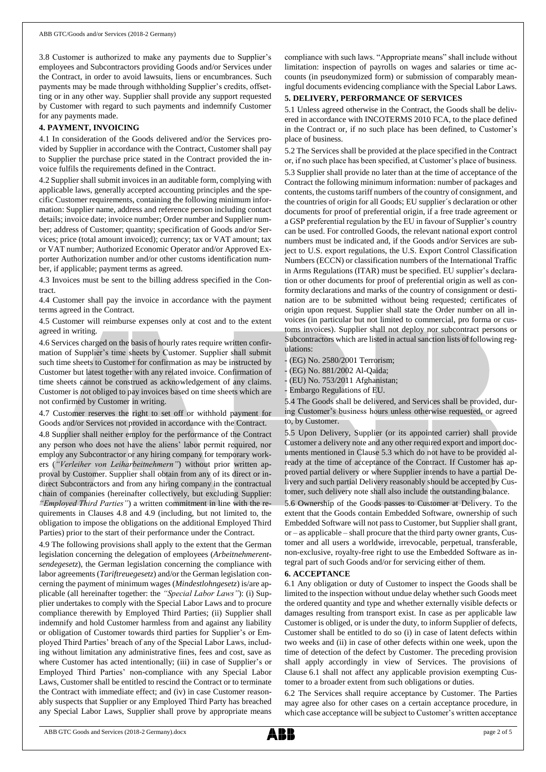3.8 Customer is authorized to make any payments due to Supplier's employees and Subcontractors providing Goods and/or Services under the Contract, in order to avoid lawsuits, liens or encumbrances. Such payments may be made through withholding Supplier's credits, offsetting or in any other way. Supplier shall provide any support requested by Customer with regard to such payments and indemnify Customer for any payments made.

## 4. PAYMENT, INVOICING

4.1 In consideration of the Goods delivered and/or the Services provided by Supplier in accordance with the Contract, Customer shall pay to Supplier the purchase price stated in the Contract provided the invoice fulfils the requirements defined in the Contract.

4.2 Supplier shall submit invoices in an auditable form, complying with applicable laws, generally accepted accounting principles and the specific Customer requirements, containing the following minimum information: Supplier name, address and reference person including contact details; invoice date; invoice number; Order number and Supplier number; address of Customer; quantity; specification of Goods and/or Services; price (total amount invoiced); currency; tax or VAT amount; tax or VAT number; Authorized Economic Operator and/or Approved Exporter Authorization number and/or other customs identification number, if applicable; payment terms as agreed.

4.3 Invoices must be sent to the billing address specified in the Contract.

4.4 Customer shall pay the invoice in accordance with the payment terms agreed in the Contract.

4.5 Customer will reimburse expenses only at cost and to the extent agreed in writing.

4.6 Services charged on the basis of hourly rates require written confirmation of Supplier's time sheets by Customer. Supplier shall submit such time sheets to Customer for confirmation as may be instructed by Customer but latest together with any related invoice. Confirmation of time sheets cannot be construed as acknowledgement of any claims. Customer is not obliged to pay invoices based on time sheets which are not confirmed by Customer in writing.

4.7 Customer reserves the right to set off or withhold payment for Goods and/or Services not provided in accordance with the Contract.

4.8 Supplier shall neither employ for the performance of the Contract any person who does not have the aliens' labor permit required, nor employ any Subcontractor or any hiring company for temporary workers (*"Verleiher von Leiharbeitnehmern"*) without prior written approval by Customer. Supplier shall obtain from any of its direct or indirect Subcontractors and from any hiring company in the contractual chain of companies (hereinafter collectively, but excluding Supplier: *"Employed Third Parties"*) a written commitment in line with the requirements in Clauses 4.8 and 4.9 (including, but not limited to, the obligation to impose the obligations on the additional Employed Third Parties) prior to the start of their performance under the Contract.

4.9 The following provisions shall apply to the extent that the German legislation concerning the delegation of employees (*Arbeitnehmerentsendegesetz*), the German legislation concerning the compliance with labor agreements (*Tariftreuegesetz*) and/or the German legislation concerning the payment of minimum wages (*Mindestlohngesetz*) is/are applicable (all hereinafter together: the *"Special Labor Laws"*): (i) Supplier undertakes to comply with the Special Labor Laws and to procure compliance therewith by Employed Third Parties; (ii) Supplier shall indemnify and hold Customer harmless from and against any liability or obligation of Customer towards third parties for Supplier's or Employed Third Parties' breach of any of the Special Labor Laws, including without limitation any administrative fines, fees and cost, save as where Customer has acted intentionally; (iii) in case of Supplier's or Employed Third Parties' non-compliance with any Special Labor Laws, Customer shall be entitled to rescind the Contract or to terminate the Contract with immediate effect; and (iv) in case Customer reasonably suspects that Supplier or any Employed Third Party has breached any Special Labor Laws, Supplier shall prove by appropriate means compliance with such laws. "Appropriate means" shall include without limitation: inspection of payrolls on wages and salaries or time accounts (in pseudonymized form) or submission of comparably meaningful documents evidencing compliance with the Special Labor Laws.

## 5. DELIVERY, PERFORMANCE OF SERVICES

5.1 Unless agreed otherwise in the Contract, the Goods shall be delivered in accordance with INCOTERMS 2010 FCA, to the place defined in the Contract or, if no such place has been defined, to Customer's place of business.

5.2 The Services shall be provided at the place specified in the Contract or, if no such place has been specified, at Customer's place of business.

5.3 Supplier shall provide no later than at the time of acceptance of the Contract the following minimum information: number of packages and contents, the customs tariff numbers of the country of consignment, and the countries of origin for all Goods; EU supplier´s declaration or other documents for proof of preferential origin, if a free trade agreement or a GSP preferential regulation by the EU in favour of Supplier's country can be used. For controlled Goods, the relevant national export control numbers must be indicated and, if the Goods and/or Services are subject to U.S. export regulations, the U.S. Export Control Classification Numbers (ECCN) or classification numbers of the International Traffic in Arms Regulations (ITAR) must be specified. EU supplier's declaration or other documents for proof of preferential origin as well as conformity declarations and marks of the country of consignment or destination are to be submitted without being requested; certificates of origin upon request. Supplier shall state the Order number on all invoices (in particular but not limited to commercial, pro forma or customs invoices). Supplier shall not deploy nor subcontract persons or Subcontractors which are listed in actual sanction lists of following regulations:

- (EG) No. 2580/2001 Terrorism;
- (EG) No. 881/2002 Al-Qaida;
- (EU) No. 753/2011 Afghanistan;
- Embargo Regulations of EU.

5.4 The Goods shall be delivered, and Services shall be provided, during Customer's business hours unless otherwise requested, or agreed to, by Customer.

5.5 Upon Delivery, Supplier (or its appointed carrier) shall provide Customer a delivery note and any other required export and import documents mentioned in Clause 5.3 which do not have to be provided already at the time of acceptance of the Contract. If Customer has approved partial delivery or where Supplier intends to have a partial Delivery and such partial Delivery reasonably should be accepted by Customer, such delivery note shall also include the outstanding balance.

5.6 Ownership of the Goods passes to Customer at Delivery. To the extent that the Goods contain Embedded Software, ownership of such Embedded Software will not pass to Customer, but Supplier shall grant, or – as applicable – shall procure that the third party owner grants, Customer and all users a worldwide, irrevocable, perpetual, transferable, non-exclusive, royalty-free right to use the Embedded Software as integral part of such Goods and/or for servicing either of them.

## 6. ACCEPTANCE

6.1 Any obligation or duty of Customer to inspect the Goods shall be limited to the inspection without undue delay whether such Goods meet the ordered quantity and type and whether externally visible defects or damages resulting from transport exist. In case as per applicable law Customer is obliged, or is under the duty, to inform Supplier of defects, Customer shall be entitled to do so (i) in case of latent defects within two weeks and (ii) in case of other defects within one week, upon the time of detection of the defect by Customer. The preceding provision shall apply accordingly in view of Services. The provisions of Clause 6.1 shall not affect any applicable provision exempting Customer to a broader extent from such obligations or duties.

6.2 The Services shall require acceptance by Customer. The Parties may agree also for other cases on a certain acceptance procedure, in which case acceptance will be subject to Customer's written acceptance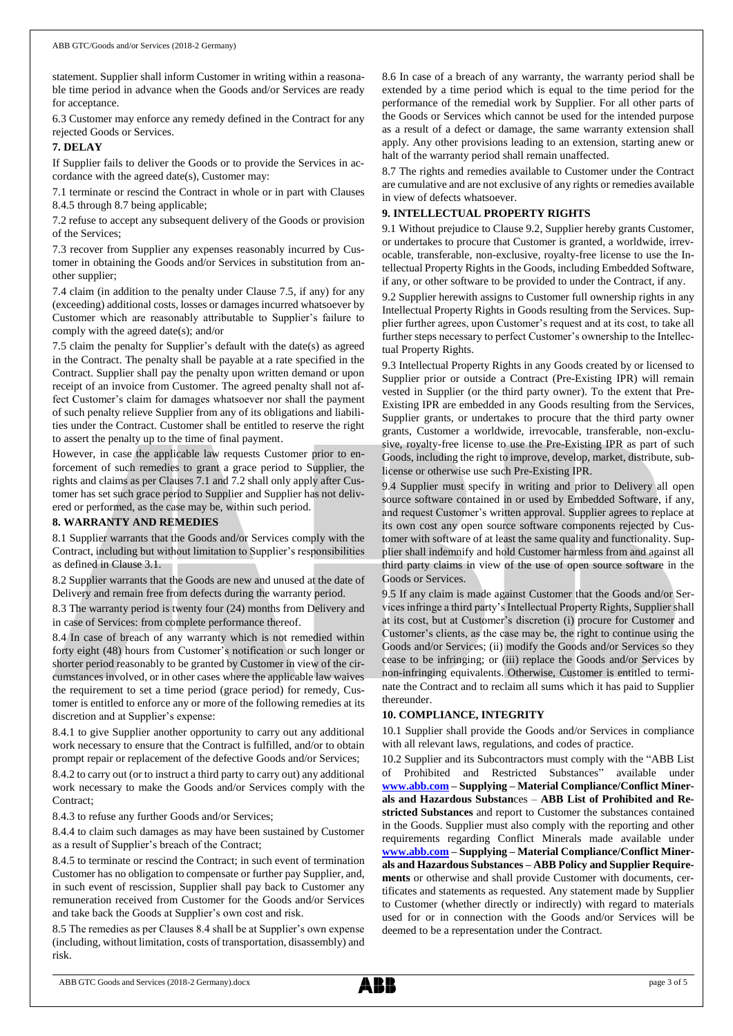statement. Supplier shall inform Customer in writing within a reasonable time period in advance when the Goods and/or Services are ready for acceptance.

6.3 Customer may enforce any remedy defined in the Contract for any rejected Goods or Services.

**7. DELAY**

If Supplier fails to deliver the Goods or to provide the Services in accordance with the agreed date(s), Customer may:

7.1 terminate or rescind the Contract in whole or in part with Clauses 8.4.5 through 8.7 being applicable;

7.2 refuse to accept any subsequent delivery of the Goods or provision of the Services;

7.3 recover from Supplier any expenses reasonably incurred by Customer in obtaining the Goods and/or Services in substitution from another supplier;

7.4 claim (in addition to the penalty under Clause 7.5, if any) for any (exceeding) additional costs, losses or damages incurred whatsoever by Customer which are reasonably attributable to Supplier's failure to comply with the agreed date(s); and/or

7.5 claim the penalty for Supplier's default with the date(s) as agreed in the Contract. The penalty shall be payable at a rate specified in the Contract. Supplier shall pay the penalty upon written demand or upon receipt of an invoice from Customer. The agreed penalty shall not affect Customer's claim for damages whatsoever nor shall the payment of such penalty relieve Supplier from any of its obligations and liabilities under the Contract. Customer shall be entitled to reserve the right to assert the penalty up to the time of final payment.

However, in case the applicable law requests Customer prior to enforcement of such remedies to grant a grace period to Supplier, the rights and claims as per Clauses 7.1 and 7.2 shall only apply after Customer has set such grace period to Supplier and Supplier has not delivered or performed, as the case may be, within such period.

**8. WARRANTY AND REMEDIES**

8.1 Supplier warrants that the Goods and/or Services comply with the Contract, including but without limitation to Supplier's responsibilities as defined in Clause 3.1.

8.2 Supplier warrants that the Goods are new and unused at the date of Delivery and remain free from defects during the warranty period.

8.3 The warranty period is twenty four (24) months from Delivery and in case of Services: from complete performance thereof.

8.4 In case of breach of any warranty which is not remedied within forty eight (48) hours from Customer's notification or such longer or shorter period reasonably to be granted by Customer in view of the circumstances involved, or in other cases where the applicable law waives the requirement to set a time period (grace period) for remedy, Customer is entitled to enforce any or more of the following remedies at its discretion and at Supplier's expense:

8.4.1 to give Supplier another opportunity to carry out any additional work necessary to ensure that the Contract is fulfilled, and/or to obtain prompt repair or replacement of the defective Goods and/or Services;

8.4.2 to carry out (or to instruct a third party to carry out) any additional work necessary to make the Goods and/or Services comply with the Contract;

8.4.3 to refuse any further Goods and/or Services;

8.4.4 to claim such damages as may have been sustained by Customer as a result of Supplier's breach of the Contract;

8.4.5 to terminate or rescind the Contract; in such event of termination Customer has no obligation to compensate or further pay Supplier, and, in such event of rescission, Supplier shall pay back to Customer any remuneration received from Customer for the Goods and/or Services and take back the Goods at Supplier's own cost and risk.

8.5 The remedies as per Clauses 8.4 shall be at Supplier's own expense (including, without limitation, costs of transportation, disassembly) and risk.

8.6 In case of a breach of any warranty, the warranty period shall be extended by a time period which is equal to the time period for the performance of the remedial work by Supplier. For all other parts of the Goods or Services which cannot be used for the intended purpose as a result of a defect or damage, the same warranty extension shall apply. Any other provisions leading to an extension, starting anew or halt of the warranty period shall remain unaffected.

8.7 The rights and remedies available to Customer under the Contract are cumulative and are not exclusive of any rights or remedies available in view of defects whatsoever.

**9. INTELLECTUAL PROPERTY RIGHTS**

9.1 Without prejudice to Clause 9.2, Supplier hereby grants Customer, or undertakes to procure that Customer is granted, a worldwide, irrevocable, transferable, non-exclusive, royalty-free license to use the Intellectual Property Rights in the Goods, including Embedded Software, if any, or other software to be provided to under the Contract, if any.

9.2 Supplier herewith assigns to Customer full ownership rights in any Intellectual Property Rights in Goods resulting from the Services. Supplier further agrees, upon Customer's request and at its cost, to take all further steps necessary to perfect Customer's ownership to the Intellectual Property Rights.

9.3 Intellectual Property Rights in any Goods created by or licensed to Supplier prior or outside a Contract (Pre-Existing IPR) will remain vested in Supplier (or the third party owner). To the extent that Pre-Existing IPR are embedded in any Goods resulting from the Services, Supplier grants, or undertakes to procure that the third party owner grants, Customer a worldwide, irrevocable, transferable, non-exclusive, royalty-free license to use the Pre-Existing IPR as part of such Goods, including the right to improve, develop, market, distribute, sublicense or otherwise use such Pre-Existing IPR.

9.4 Supplier must specify in writing and prior to Delivery all open source software contained in or used by Embedded Software, if any, and request Customer's written approval. Supplier agrees to replace at its own cost any open source software components rejected by Customer with software of at least the same quality and functionality. Supplier shall indemnify and hold Customer harmless from and against all third party claims in view of the use of open source software in the Goods or Services.

9.5 If any claim is made against Customer that the Goods and/or Services infringe a third party's Intellectual Property Rights, Supplier shall at its cost, but at Customer's discretion (i) procure for Customer and Customer's clients, as the case may be, the right to continue using the Goods and/or Services; (ii) modify the Goods and/or Services so they cease to be infringing; or (iii) replace the Goods and/or Services by non-infringing equivalents. Otherwise, Customer is entitled to terminate the Contract and to reclaim all sums which it has paid to Supplier thereunder.

**10. COMPLIANCE, INTEGRITY**

10.1 Supplier shall provide the Goods and/or Services in compliance with all relevant laws, regulations, and codes of practice.

10.2 Supplier and its Subcontractors must comply with the "ABB List of Prohibited and Restricted Substances" available under **www.abb.com – Supplying – Material Compliance/Conflict Minerals and Hazardous Substan**ces – **ABB List of Prohibited and Restricted Substances** and report to Customer the substances contained in the Goods. Supplier must also comply with the reporting and other requirements regarding Conflict Minerals made available under **www.abb.com – Supplying – Material Compliance/Conflict Minerals and Hazardous Substances – ABB Policy and Supplier Requirements** or otherwise and shall provide Customer with documents, certificates and statements as requested. Any statement made by Supplier to Customer (whether directly or indirectly) with regard to materials used for or in connection with the Goods and/or Services will be deemed to be a representation under the Contract.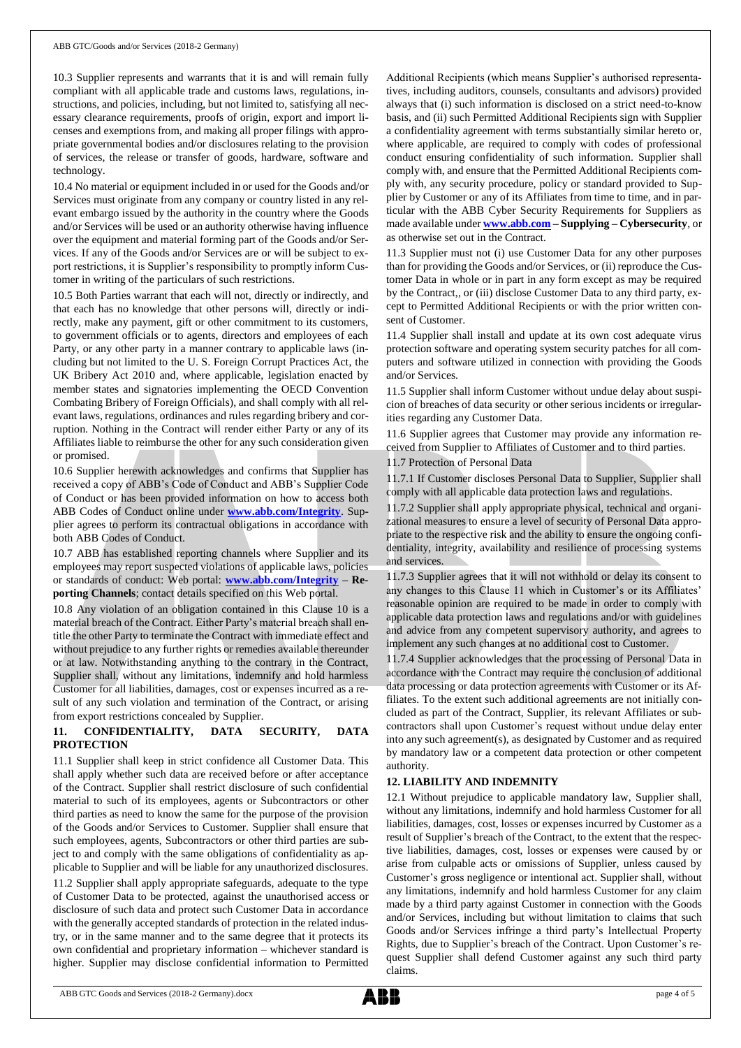10.3 Supplier represents and warrants that it is and will remain fully compliant with all applicable trade and customs laws, regulations, instructions, and policies, including, but not limited to, satisfying all necessary clearance requirements, proofs of origin, export and import licenses and exemptions from, and making all proper filings with appropriate governmental bodies and/or disclosures relating to the provision of services, the release or transfer of goods, hardware, software and technology.

10.4 No material or equipment included in or used for the Goods and/or Services must originate from any company or country listed in any relevant embargo issued by the authority in the country where the Goods and/or Services will be used or an authority otherwise having influence over the equipment and material forming part of the Goods and/or Services. If any of the Goods and/or Services are or will be subject to export restrictions, it is Supplier's responsibility to promptly inform Customer in writing of the particulars of such restrictions.

10.5 Both Parties warrant that each will not, directly or indirectly, and that each has no knowledge that other persons will, directly or indirectly, make any payment, gift or other commitment to its customers, to government officials or to agents, directors and employees of each Party, or any other party in a manner contrary to applicable laws (including but not limited to the U. S. Foreign Corrupt Practices Act, the UK Bribery Act 2010 and, where applicable, legislation enacted by member states and signatories implementing the OECD Convention Combating Bribery of Foreign Officials), and shall comply with all relevant laws, regulations, ordinances and rules regarding bribery and corruption. Nothing in the Contract will render either Party or any of its Affiliates liable to reimburse the other for any such consideration given or promised.

10.6 Supplier herewith acknowledges and confirms that Supplier has received a copy of ABB's Code of Conduct and ABB's Supplier Code of Conduct or has been provided information on how to access both ABB Codes of Conduct online under **www.abb.com/Integrity**. Supplier agrees to perform its contractual obligations in accordance with both ABB Codes of Conduct.

10.7 ABB has established reporting channels where Supplier and its employees may report suspected violations of applicable laws, policies or standards of conduct: Web portal: **www.abb.com/Integrity – Reporting Channels**; contact details specified on this Web portal.

10.8 Any violation of an obligation contained in this Clause 10 is a material breach of the Contract. Either Party's material breach shall entitle the other Party to terminate the Contract with immediate effect and without prejudice to any further rights or remedies available thereunder or at law. Notwithstanding anything to the contrary in the Contract, Supplier shall, without any limitations, indemnify and hold harmless Customer for all liabilities, damages, cost or expenses incurred as a result of any such violation and termination of the Contract, or arising from export restrictions concealed by Supplier.

**11. CONFIDENTIALITY, DATA SECURITY, DATA PROTECTION**

11.1 Supplier shall keep in strict confidence all Customer Data. This shall apply whether such data are received before or after acceptance of the Contract. Supplier shall restrict disclosure of such confidential material to such of its employees, agents or Subcontractors or other third parties as need to know the same for the purpose of the provision of the Goods and/or Services to Customer. Supplier shall ensure that such employees, agents, Subcontractors or other third parties are subject to and comply with the same obligations of confidentiality as applicable to Supplier and will be liable for any unauthorized disclosures.

11.2 Supplier shall apply appropriate safeguards, adequate to the type of Customer Data to be protected, against the unauthorised access or disclosure of such data and protect such Customer Data in accordance with the generally accepted standards of protection in the related industry, or in the same manner and to the same degree that it protects its own confidential and proprietary information – whichever standard is higher. Supplier may disclose confidential information to Permitted Additional Recipients (which means Supplier's authorised representatives, including auditors, counsels, consultants and advisors) provided always that (i) such information is disclosed on a strict need-to-know basis, and (ii) such Permitted Additional Recipients sign with Supplier a confidentiality agreement with terms substantially similar hereto or, where applicable, are required to comply with codes of professional conduct ensuring confidentiality of such information. Supplier shall comply with, and ensure that the Permitted Additional Recipients comply with, any security procedure, policy or standard provided to Supplier by Customer or any of its Affiliates from time to time, and in particular with the ABB Cyber Security Requirements for Suppliers as made available under **www.abb.com – Supplying – Cybersecurity**, or as otherwise set out in the Contract.

11.3 Supplier must not (i) use Customer Data for any other purposes than for providing the Goods and/or Services, or (ii) reproduce the Customer Data in whole or in part in any form except as may be required by the Contract,, or (iii) disclose Customer Data to any third party, except to Permitted Additional Recipients or with the prior written consent of Customer.

11.4 Supplier shall install and update at its own cost adequate virus protection software and operating system security patches for all computers and software utilized in connection with providing the Goods and/or Services.

11.5 Supplier shall inform Customer without undue delay about suspicion of breaches of data security or other serious incidents or irregularities regarding any Customer Data.

11.6 Supplier agrees that Customer may provide any information received from Supplier to Affiliates of Customer and to third parties.

11.7 Protection of Personal Data

11.7.1 If Customer discloses Personal Data to Supplier, Supplier shall comply with all applicable data protection laws and regulations.

11.7.2 Supplier shall apply appropriate physical, technical and organizational measures to ensure a level of security of Personal Data appropriate to the respective risk and the ability to ensure the ongoing confidentiality, integrity, availability and resilience of processing systems and services.

11.7.3 Supplier agrees that it will not withhold or delay its consent to any changes to this Clause 11 which in Customer's or its Affiliates' reasonable opinion are required to be made in order to comply with applicable data protection laws and regulations and/or with guidelines and advice from any competent supervisory authority, and agrees to implement any such changes at no additional cost to Customer.

11.7.4 Supplier acknowledges that the processing of Personal Data in accordance with the Contract may require the conclusion of additional data processing or data protection agreements with Customer or its Affiliates. To the extent such additional agreements are not initially concluded as part of the Contract, Supplier, its relevant Affiliates or subcontractors shall upon Customer's request without undue delay enter into any such agreement(s), as designated by Customer and as required by mandatory law or a competent data protection or other competent authority.

**12. LIABILITY AND INDEMNITY**

12.1 Without prejudice to applicable mandatory law, Supplier shall, without any limitations, indemnify and hold harmless Customer for all liabilities, damages, cost, losses or expenses incurred by Customer as a result of Supplier's breach of the Contract, to the extent that the respective liabilities, damages, cost, losses or expenses were caused by or arise from culpable acts or omissions of Supplier, unless caused by Customer's gross negligence or intentional act. Supplier shall, without any limitations, indemnify and hold harmless Customer for any claim made by a third party against Customer in connection with the Goods and/or Services, including but without limitation to claims that such Goods and/or Services infringe a third party's Intellectual Property Rights, due to Supplier's breach of the Contract. Upon Customer's request Supplier shall defend Customer against any such third party claims.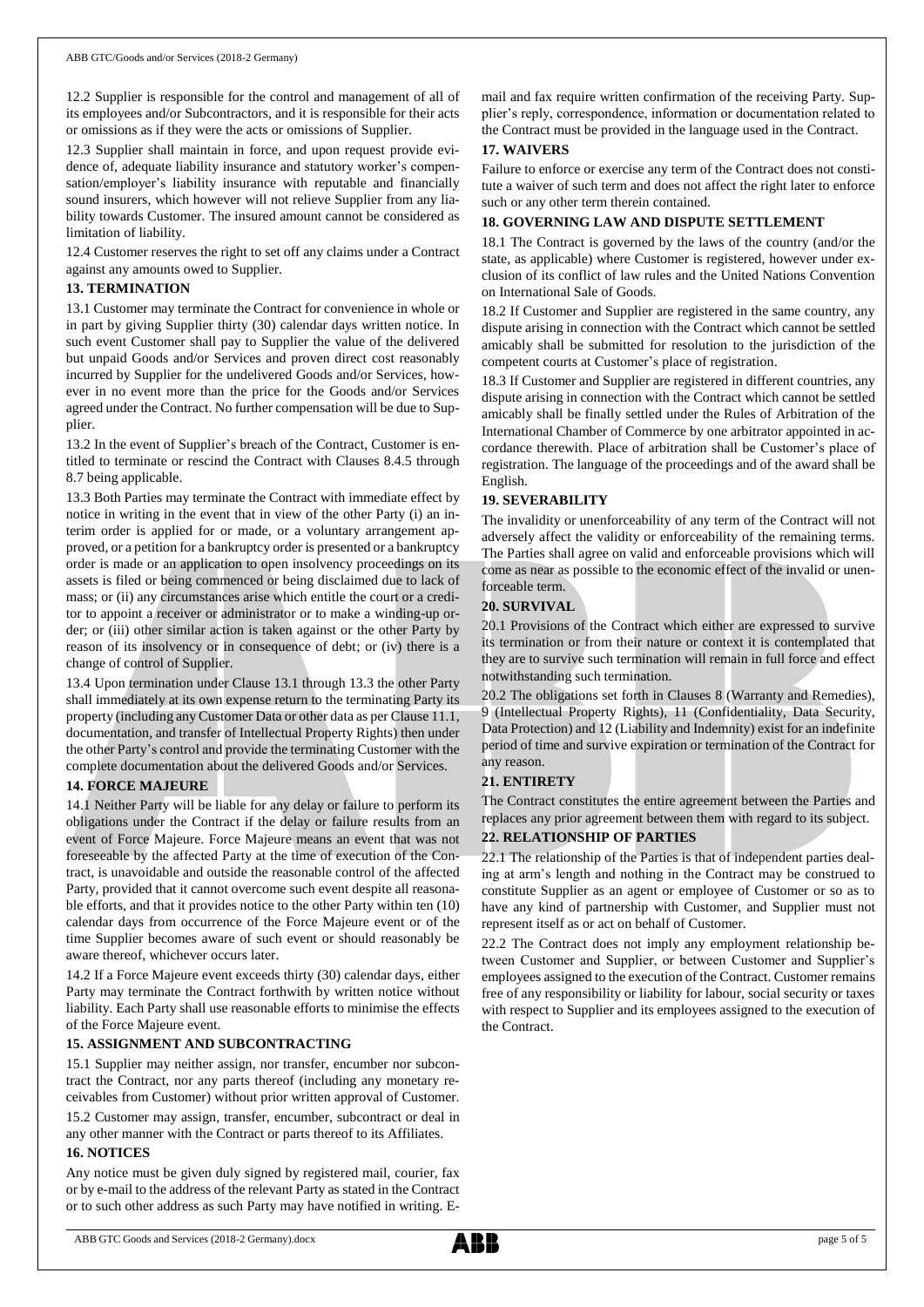12.2 Supplier is responsible for the control and management of all of its employees and/or Subcontractors, and it is responsible for their acts or omissions as if they were the acts or omissions of Supplier.

12.3 Supplier shall maintain in force, and upon request provide evidence of, adequate liability insurance and statutory worker's compensation/employer's liability insurance with reputable and financially sound insurers, which however will not relieve Supplier from any liability towards Customer. The insured amount cannot be considered as limitation of liability.

12.4 Customer reserves the right to set off any claims under a Contract against any amounts owed to Supplier.

## 13. TERMINATION

13.1 Customer may terminate the Contract for convenience in whole or in part by giving Supplier thirty (30) calendar days written notice. In such event Customer shall pay to Supplier the value of the delivered but unpaid Goods and/or Services and proven direct cost reasonably incurred by Supplier for the undelivered Goods and/or Services, however in no event more than the price for the Goods and/or Services agreed under the Contract. No further compensation will be due to Supplier.

13.2 In the event of Supplier's breach of the Contract, Customer is entitled to terminate or rescind the Contract with Clauses 8.4.5 through 8.7 being applicable.

13.3 Both Parties may terminate the Contract with immediate effect by notice in writing in the event that in view of the other Party (i) an interim order is applied for or made, or a voluntary arrangement approved, or a petition for a bankruptcy order is presented or a bankruptcy order is made or an application to open insolvency proceedings on its assets is filed or being commenced or being disclaimed due to lack of mass; or (ii) any circumstances arise which entitle the court or a creditor to appoint a receiver or administrator or to make a winding-up order; or (iii) other similar action is taken against or the other Party by reason of its insolvency or in consequence of debt; or (iv) there is a change of control of Supplier.

13.4 Upon termination under Clause 13.1 through 13.3 the other Party shall immediately at its own expense return to the terminating Party its property (including any Customer Data or other data as per Clause 11.1, documentation, and transfer of Intellectual Property Rights) then under the other Party's control and provide the terminating Customer with the complete documentation about the delivered Goods and/or Services.

## 14. FORCE MAJEURE

14.1 Neither Party will be liable for any delay or failure to perform its obligations under the Contract if the delay or failure results from an event of Force Majeure. Force Majeure means an event that was not foreseeable by the affected Party at the time of execution of the Contract, is unavoidable and outside the reasonable control of the affected Party, provided that it cannot overcome such event despite all reasonable efforts, and that it provides notice to the other Party within ten (10) calendar days from occurrence of the Force Majeure event or of the time Supplier becomes aware of such event or should reasonably be aware thereof, whichever occurs later.

14.2 If a Force Majeure event exceeds thirty (30) calendar days, either Party may terminate the Contract forthwith by written notice without liability. Each Party shall use reasonable efforts to minimise the effects of the Force Majeure event.

## 15. ASSIGNMENT AND SUBCONTRACTING

15.1 Supplier may neither assign, nor transfer, encumber nor subcontract the Contract, nor any parts thereof (including any monetary receivables from Customer) without prior written approval of Customer.

15.2 Customer may assign, transfer, encumber, subcontract or deal in any other manner with the Contract or parts thereof to its Affiliates.

## 16. NOTICES

Any notice must be given duly signed by registered mail, courier, fax or by e-mail to the address of the relevant Party as stated in the Contract or to such other address as such Party may have notified in writing. E-mail and fax require written confirmation of the receiving Party. Supplier's reply, correspondence, information or documentation related to the Contract must be provided in the language used in the Contract.

## 17. WAIVERS

Failure to enforce or exercise any term of the Contract does not constitute a waiver of such term and does not affect the right later to enforce such or any other term therein contained.

## 18. GOVERNING LAW AND DISPUTE SETTLEMENT

18.1 The Contract is governed by the laws of the country (and/or the state, as applicable) where Customer is registered, however under exclusion of its conflict of law rules and the United Nations Convention on International Sale of Goods.

18.2 If Customer and Supplier are registered in the same country, any dispute arising in connection with the Contract which cannot be settled amicably shall be submitted for resolution to the jurisdiction of the competent courts at Customer's place of registration.

18.3 If Customer and Supplier are registered in different countries, any dispute arising in connection with the Contract which cannot be settled amicably shall be finally settled under the Rules of Arbitration of the International Chamber of Commerce by one arbitrator appointed in accordance therewith. Place of arbitration shall be Customer's place of registration. The language of the proceedings and of the award shall be English.

## 19. SEVERABILITY

The invalidity or unenforceability of any term of the Contract will not adversely affect the validity or enforceability of the remaining terms. The Parties shall agree on valid and enforceable provisions which will come as near as possible to the economic effect of the invalid or unenforceable term.

## 20. SURVIVAL

20.1 Provisions of the Contract which either are expressed to survive its termination or from their nature or context it is contemplated that they are to survive such termination will remain in full force and effect notwithstanding such termination.

20.2 The obligations set forth in Clauses 8 (Warranty and Remedies), 9 (Intellectual Property Rights), 11 (Confidentiality, Data Security, Data Protection) and 12 (Liability and Indemnity) exist for an indefinite period of time and survive expiration or termination of the Contract for any reason.

## 21. ENTIRETY

The Contract constitutes the entire agreement between the Parties and replaces any prior agreement between them with regard to its subject.

## 22. RELATIONSHIP OF PARTIES

22.1 The relationship of the Parties is that of independent parties dealing at arm's length and nothing in the Contract may be construed to constitute Supplier as an agent or employee of Customer or so as to have any kind of partnership with Customer, and Supplier must not represent itself as or act on behalf of Customer.

22.2 The Contract does not imply any employment relationship between Customer and Supplier, or between Customer and Supplier's employees assigned to the execution of the Contract. Customer remains free of any responsibility or liability for labour, social security or taxes with respect to Supplier and its employees assigned to the execution of the Contract.